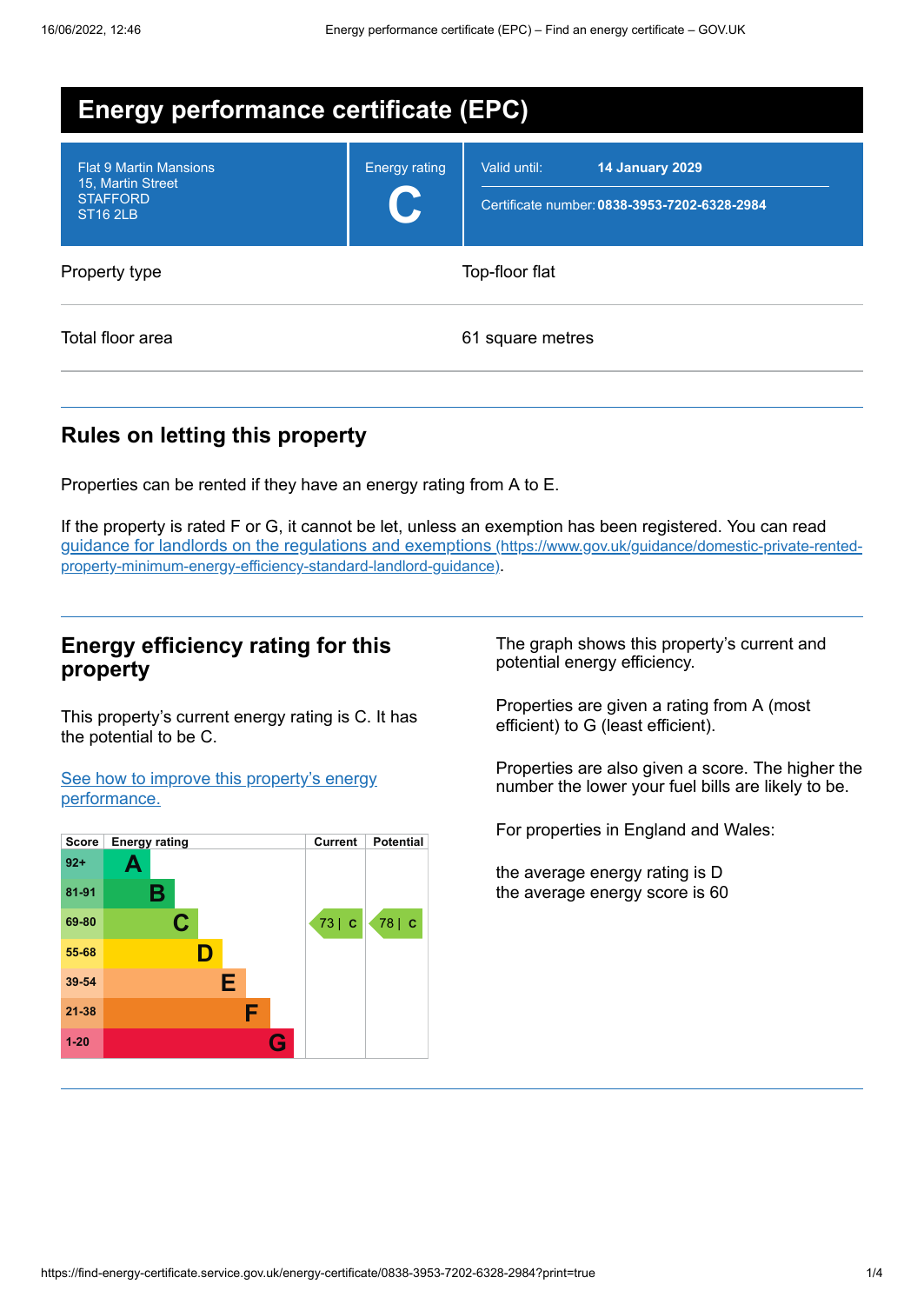# Energy performance certificate (EPC)

| | | |
|---|---|---|
| Flat 9 Martin Mansions<br>15, Martin Street<br>STAFFORD<br>ST16 2LB | Energy rating<br>**C** | Valid until: **14 January 2029**<br>Certificate number: **0838-3953-7202-6328-2984** |

| | |
|---|---|
| Property type | Top-floor flat |
| Total floor area | 61 square metres |

## Rules on letting this property

Properties can be rented if they have an energy rating from A to E.

If the property is rated F or G, it cannot be let, unless an exemption has been registered. You can read [guidance for landlords on the regulations and exemptions (https://www.gov.uk/guidance/domestic-private-rented-property-minimum-energy-efficiency-standard-landlord-guidance)](https://www.gov.uk/guidance/domestic-private-rented-property-minimum-energy-efficiency-standard-landlord-guidance).

## Energy efficiency rating for this property

This property's current energy rating is C. It has the potential to be C.

[See how to improve this property's energy performance.]()

| Score | Energy rating | Current | Potential |
|---|---|---|---|
| 92+ | A | | |
| 81-91 | B | | |
| 69-80 | C | 73 \| C | 78 \| C |
| 55-68 | D | | |
| 39-54 | E | | |
| 21-38 | F | | |
| 1-20 | G | | |

The graph shows this property's current and potential energy efficiency.

Properties are given a rating from A (most efficient) to G (least efficient).

Properties are also given a score. The higher the number the lower your fuel bills are likely to be.

For properties in England and Wales:

the average energy rating is D
the average energy score is 60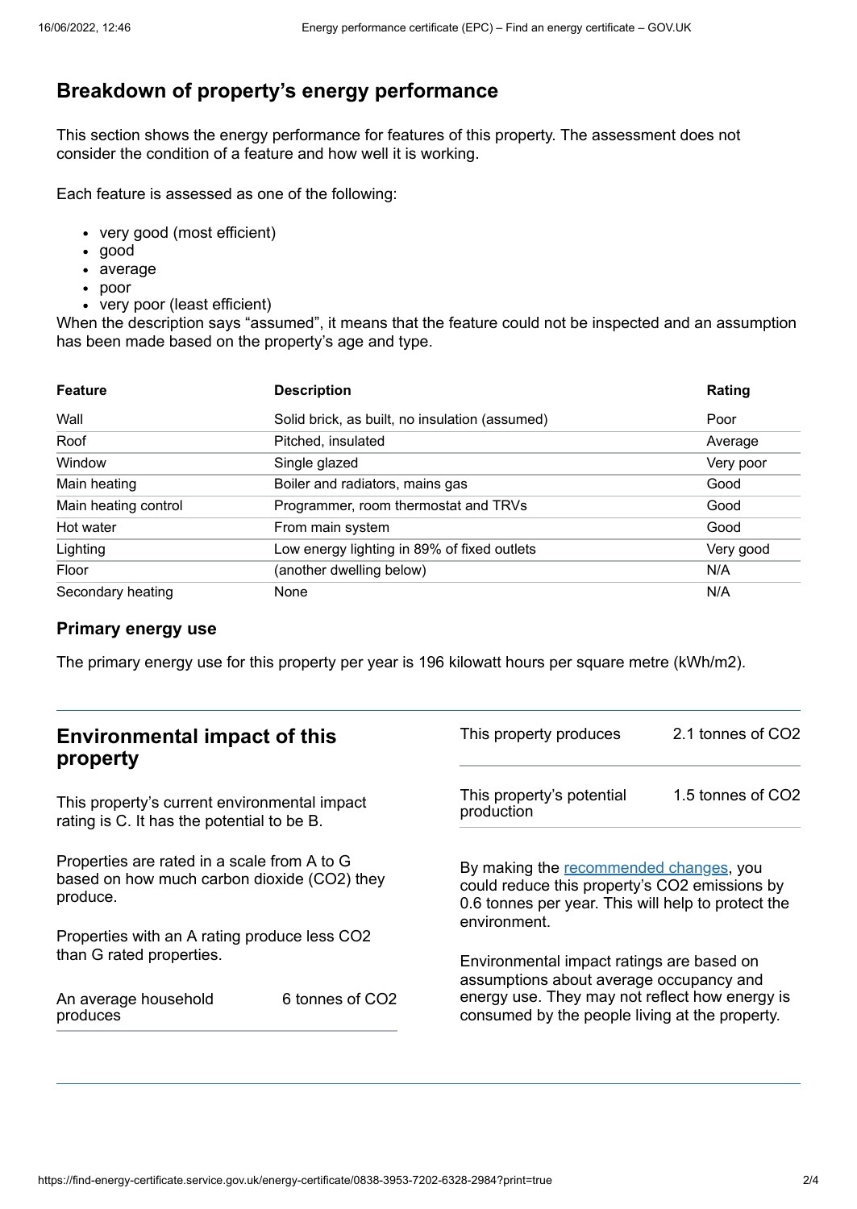## Breakdown of property's energy performance

This section shows the energy performance for features of this property. The assessment does not consider the condition of a feature and how well it is working.

Each feature is assessed as one of the following:

- very good (most efficient)
- good
- average
- poor
- very poor (least efficient)

When the description says "assumed", it means that the feature could not be inspected and an assumption has been made based on the property's age and type.

| Feature | Description | Rating |
|---|---|---|
| Wall | Solid brick, as built, no insulation (assumed) | Poor |
| Roof | Pitched, insulated | Average |
| Window | Single glazed | Very poor |
| Main heating | Boiler and radiators, mains gas | Good |
| Main heating control | Programmer, room thermostat and TRVs | Good |
| Hot water | From main system | Good |
| Lighting | Low energy lighting in 89% of fixed outlets | Very good |
| Floor | (another dwelling below) | N/A |
| Secondary heating | None | N/A |

### Primary energy use

The primary energy use for this property per year is 196 kilowatt hours per square metre (kWh/m2).

## Environmental impact of this property

This property's current environmental impact rating is C. It has the potential to be B.

Properties are rated in a scale from A to G based on how much carbon dioxide ($CO_2$) they produce.

Properties with an A rating produce less $CO_2$ than G rated properties.

| | |
|---|---|
| An average household produces | 6 tonnes of $CO_2$ |

| | |
|---|---|
| This property produces | 2.1 tonnes of $CO_2$ |
| This property's potential production | 1.5 tonnes of $CO_2$ |

By making the recommended changes, you could reduce this property's $CO_2$ emissions by 0.6 tonnes per year. This will help to protect the environment.

Environmental impact ratings are based on assumptions about average occupancy and energy use. They may not reflect how energy is consumed by the people living at the property.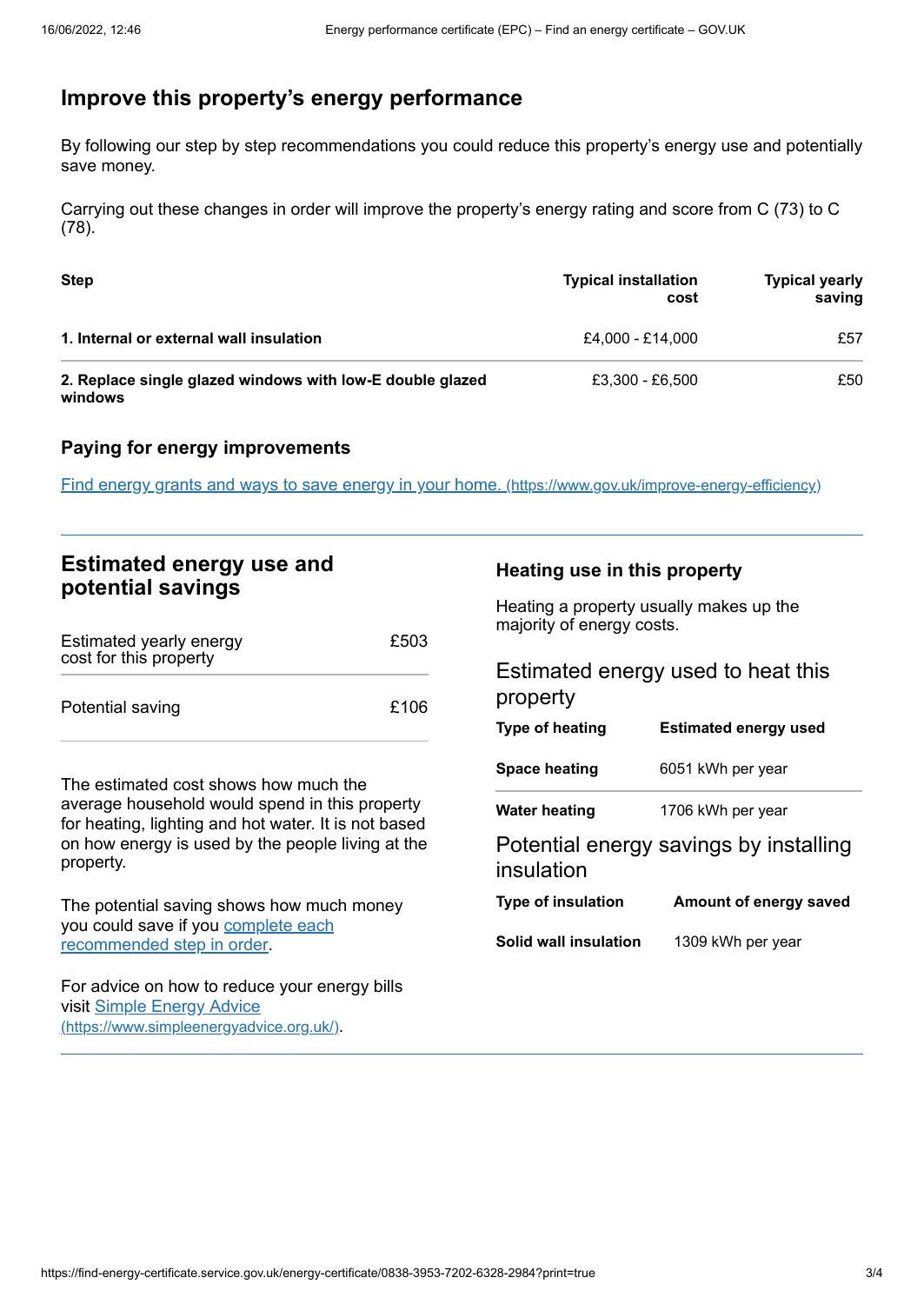## Improve this property's energy performance

By following our step by step recommendations you could reduce this property's energy use and potentially save money.

Carrying out these changes in order will improve the property's energy rating and score from C (73) to C (78).

| Step | Typical installation cost | Typical yearly saving |
| --- | --- | --- |
| **1. Internal or external wall insulation** | £4,000 - £14,000 | £57 |
| **2. Replace single glazed windows with low-E double glazed windows** | £3,300 - £6,500 | £50 |

### Paying for energy improvements

[Find energy grants and ways to save energy in your home. (https://www.gov.uk/improve-energy-efficiency)](https://www.gov.uk/improve-energy-efficiency)

## Estimated energy use and potential savings

| | |
| --- | --- |
| Estimated yearly energy cost for this property | £503 |
| Potential saving | £106 |

The estimated cost shows how much the average household would spend in this property for heating, lighting and hot water. It is not based on how energy is used by the people living at the property.

The potential saving shows how much money you could save if you complete each recommended step in order.

For advice on how to reduce your energy bills visit [Simple Energy Advice (https://www.simpleenergyadvice.org.uk/)](https://www.simpleenergyadvice.org.uk/).

### Heating use in this property

Heating a property usually makes up the majority of energy costs.

#### Estimated energy used to heat this property

| Type of heating | Estimated energy used |
| --- | --- |
| **Space heating** | 6051 kWh per year |
| **Water heating** | 1706 kWh per year |

#### Potential energy savings by installing insulation

| Type of insulation | Amount of energy saved |
| --- | --- |
| **Solid wall insulation** | 1309 kWh per year |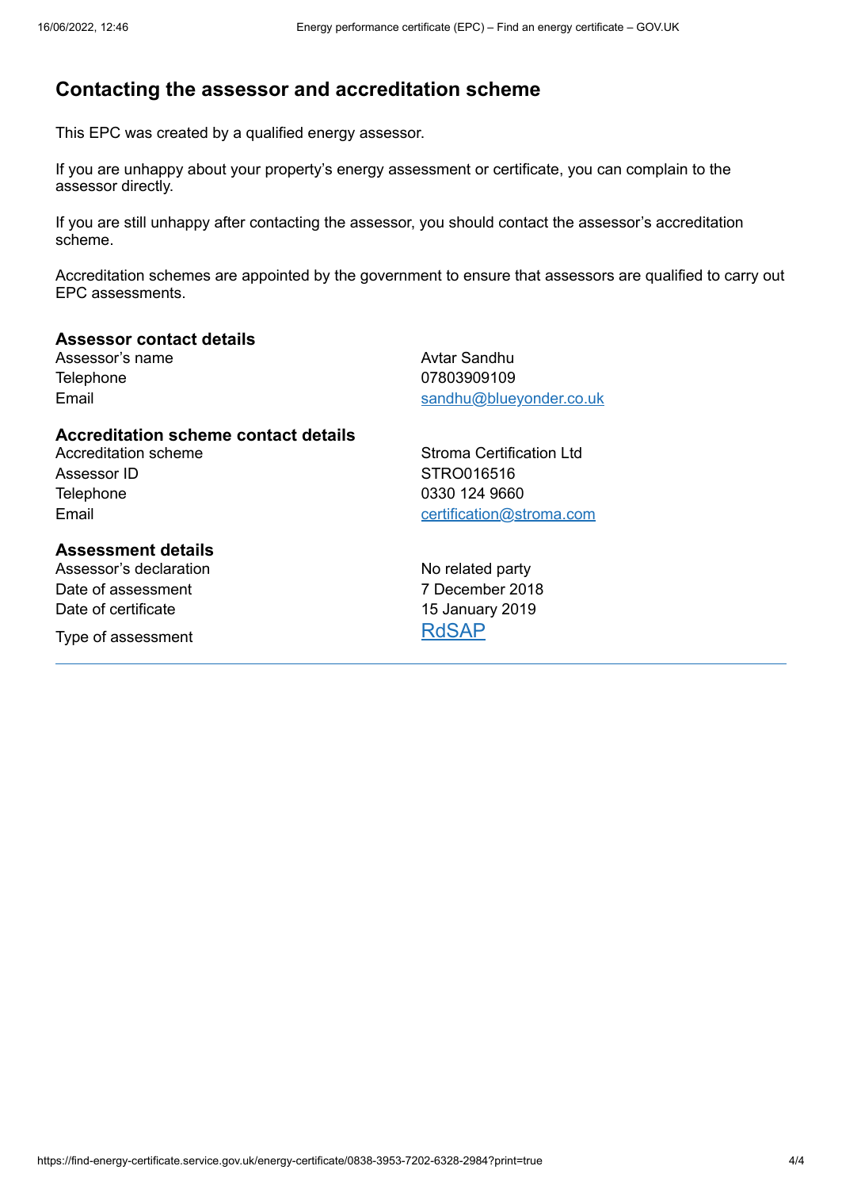## Contacting the assessor and accreditation scheme

This EPC was created by a qualified energy assessor.

If you are unhappy about your property's energy assessment or certificate, you can complain to the assessor directly.

If you are still unhappy after contacting the assessor, you should contact the assessor's accreditation scheme.

Accreditation schemes are appointed by the government to ensure that assessors are qualified to carry out EPC assessments.

### Assessor contact details

| | |
|---|---|
| Assessor's name | Avtar Sandhu |
| Telephone | 07803909109 |
| Email | sandhu@blueyonder.co.uk |

### Accreditation scheme contact details

| | |
|---|---|
| Accreditation scheme | Stroma Certification Ltd |
| Assessor ID | STRO016516 |
| Telephone | 0330 124 9660 |
| Email | certification@stroma.com |

### Assessment details

| | |
|---|---|
| Assessor's declaration | No related party |
| Date of assessment | 7 December 2018 |
| Date of certificate | 15 January 2019 |
| Type of assessment | RdSAP |